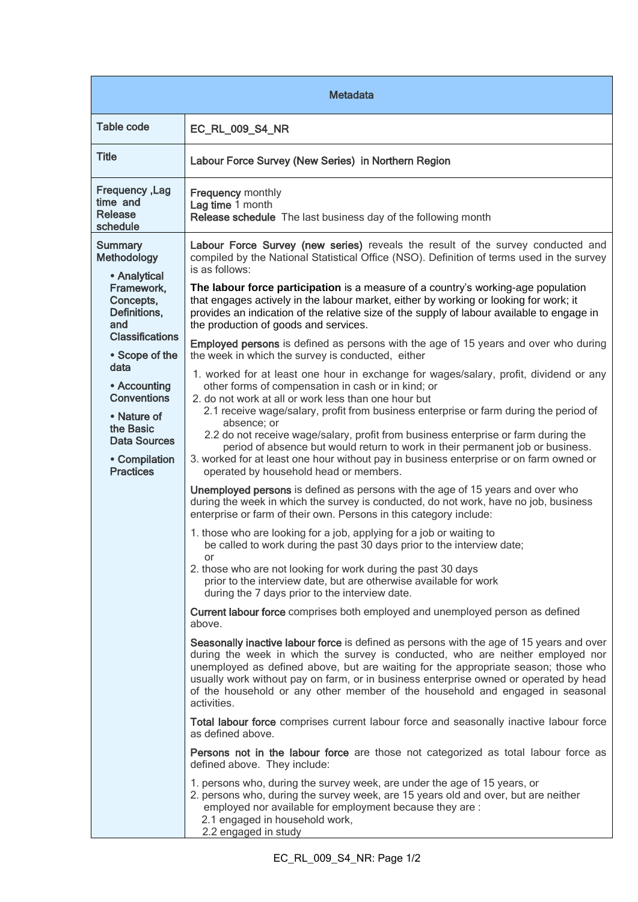| Metadata | |
|---|---|
| Table code | EC_RL_009_S4_NR |
| Title | Labour Force Survey (New Series) in Northern Region |
| Frequency ,Lag time and Release schedule | **Frequency** monthly<br>**Lag time** 1 month<br>**Release schedule** The last business day of the following month |
| Summary Methodology<br>• Analytical Framework, Concepts, Definitions, and Classifications<br>• Scope of the data<br>• Accounting Conventions<br>• Nature of the Basic Data Sources<br>• Compilation Practices | **Labour Force Survey (new series)** reveals the result of the survey conducted and compiled by the National Statistical Office (NSO). Definition of terms used in the survey is as follows:<br><br>**The labour force participation** is a measure of a country's working-age population that engages actively in the labour market, either by working or looking for work; it provides an indication of the relative size of the supply of labour available to engage in the production of goods and services.<br><br>**Employed persons** is defined as persons with the age of 15 years and over who during the week in which the survey is conducted, either<br>1. worked for at least one hour in exchange for wages/salary, profit, dividend or any other forms of compensation in cash or in kind; or<br>2. do not work at all or work less than one hour but<br>2.1 receive wage/salary, profit from business enterprise or farm during the period of absence; or<br>2.2 do not receive wage/salary, profit from business enterprise or farm during the period of absence but would return to work in their permanent job or business.<br>3. worked for at least one hour without pay in business enterprise or on farm owned or operated by household head or members.<br><br>**Unemployed persons** is defined as persons with the age of 15 years and over who during the week in which the survey is conducted, do not work, have no job, business enterprise or farm of their own. Persons in this category include:<br>1. those who are looking for a job, applying for a job or waiting to be called to work during the past 30 days prior to the interview date; or<br>2. those who are not looking for work during the past 30 days prior to the interview date, but are otherwise available for work during the 7 days prior to the interview date.<br><br>**Current labour force** comprises both employed and unemployed person as defined above.<br><br>**Seasonally inactive labour force** is defined as persons with the age of 15 years and over during the week in which the survey is conducted, who are neither employed nor unemployed as defined above, but are waiting for the appropriate season; those who usually work without pay on farm, or in business enterprise owned or operated by head of the household or any other member of the household and engaged in seasonal activities.<br><br>**Total labour force** comprises current labour force and seasonally inactive labour force as defined above.<br><br>**Persons not in the labour force** are those not categorized as total labour force as defined above. They include:<br>1. persons who, during the survey week, are under the age of 15 years, or<br>2. persons who, during the survey week, are 15 years old and over, but are neither employed nor available for employment because they are :<br>2.1 engaged in household work,<br>2.2 engaged in study |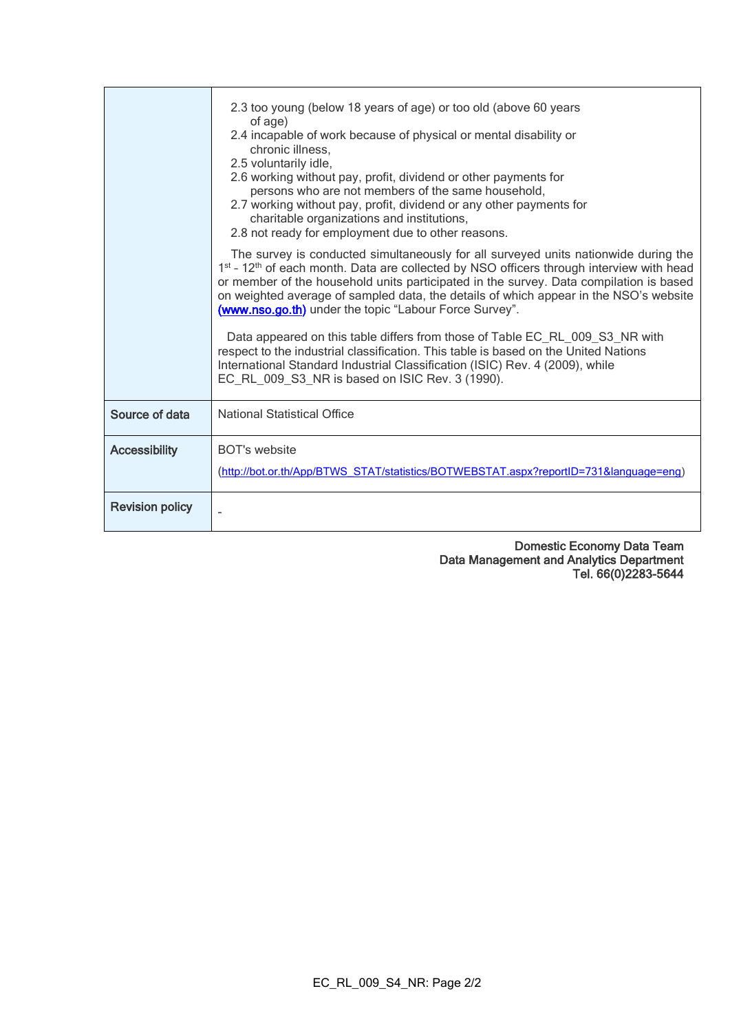| | |
|---|---|
| | 2.3 too young (below 18 years of age) or too old (above 60 years of age)<br>2.4 incapable of work because of physical or mental disability or chronic illness,<br>2.5 voluntarily idle,<br>2.6 working without pay, profit, dividend or other payments for persons who are not members of the same household,<br>2.7 working without pay, profit, dividend or any other payments for charitable organizations and institutions,<br>2.8 not ready for employment due to other reasons.<br><br>The survey is conducted simultaneously for all surveyed units nationwide during the 1st – 12th of each month. Data are collected by NSO officers through interview with head or member of the household units participated in the survey. Data compilation is based on weighted average of sampled data, the details of which appear in the NSO's website **(www.nso.go.th)** under the topic "Labour Force Survey".<br><br>Data appeared on this table differs from those of Table EC_RL_009_S3_NR with respect to the industrial classification. This table is based on the United Nations International Standard Industrial Classification (ISIC) Rev. 4 (2009), while EC_RL_009_S3_NR is based on ISIC Rev. 3 (1990). |
| **Source of data** | National Statistical Office |
| **Accessibility** | BOT's website<br>(http://bot.or.th/App/BTWS_STAT/statistics/BOTWEBSTAT.aspx?reportID=731&language=eng) |
| **Revision policy** | - |

**Domestic Economy Data Team**
**Data Management and Analytics Department**
**Tel. 66(0)2283-5644**